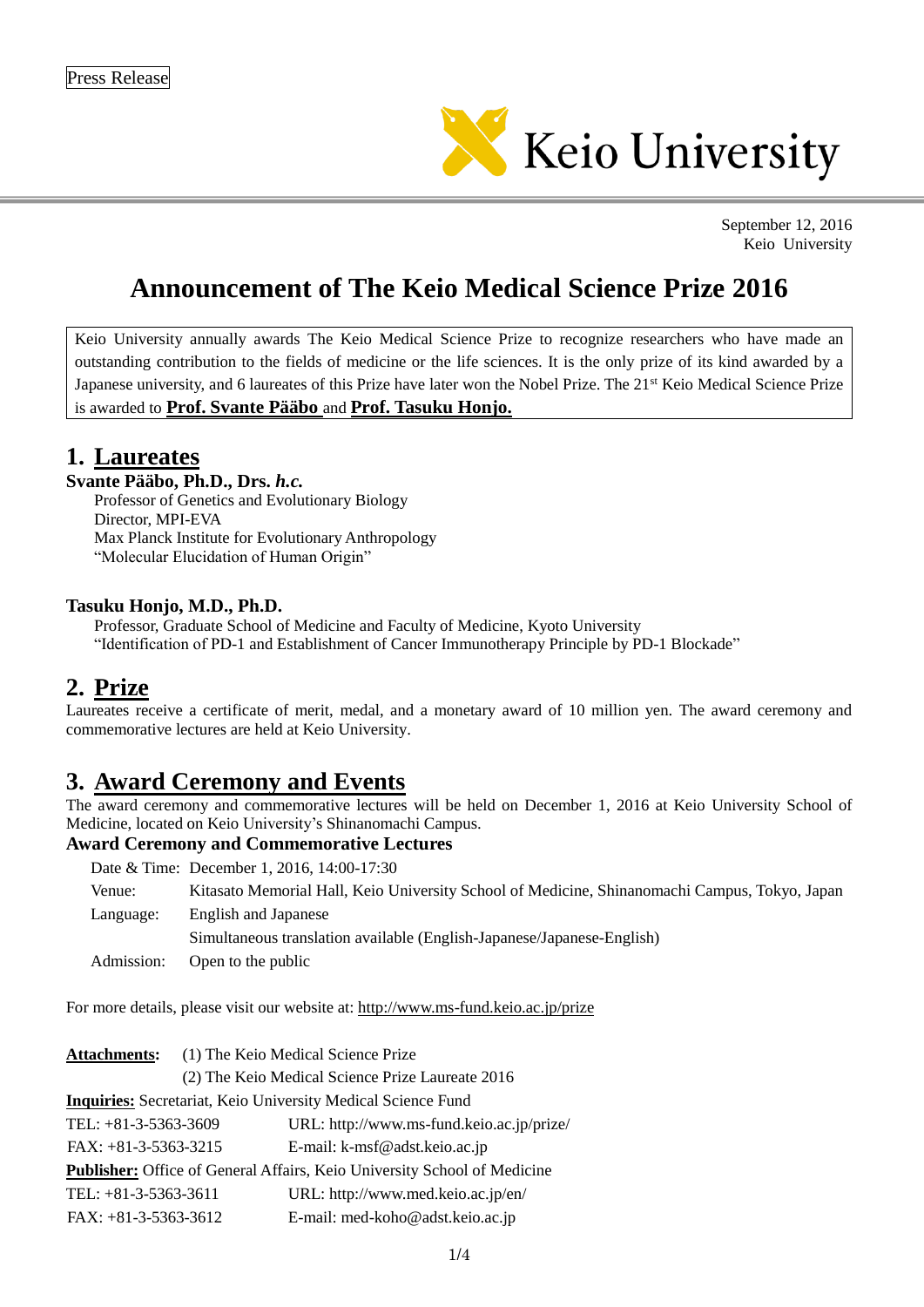Press Release

Keio University

September 12, 2016
Keio University

# Announcement of The Keio Medical Science Prize 2016

Keio University annually awards The Keio Medical Science Prize to recognize researchers who have made an outstanding contribution to the fields of medicine or the life sciences. It is the only prize of its kind awarded by a Japanese university, and 6 laureates of this Prize have later won the Nobel Prize. The 21st Keio Medical Science Prize is awarded to **Prof. Svante Pääbo** and **Prof. Tasuku Honjo.**

## 1. Laureates

**Svante Pääbo, Ph.D., Drs. *h.c.***
Professor of Genetics and Evolutionary Biology
Director, MPI-EVA
Max Planck Institute for Evolutionary Anthropology
"Molecular Elucidation of Human Origin"

**Tasuku Honjo, M.D., Ph.D.**
Professor, Graduate School of Medicine and Faculty of Medicine, Kyoto University
"Identification of PD-1 and Establishment of Cancer Immunotherapy Principle by PD-1 Blockade"

## 2. Prize

Laureates receive a certificate of merit, medal, and a monetary award of 10 million yen. The award ceremony and commemorative lectures are held at Keio University.

## 3. Award Ceremony and Events

The award ceremony and commemorative lectures will be held on December 1, 2016 at Keio University School of Medicine, located on Keio University's Shinanomachi Campus.

**Award Ceremony and Commemorative Lectures**

| | |
|---|---|
| Date & Time: | December 1, 2016, 14:00-17:30 |
| Venue: | Kitasato Memorial Hall, Keio University School of Medicine, Shinanomachi Campus, Tokyo, Japan |
| Language: | English and Japanese |
| | Simultaneous translation available (English-Japanese/Japanese-English) |
| Admission: | Open to the public |

For more details, please visit our website at: http://www.ms-fund.keio.ac.jp/prize

**Attachments:** (1) The Keio Medical Science Prize
(2) The Keio Medical Science Prize Laureate 2016

**Inquiries:** Secretariat, Keio University Medical Science Fund
TEL: +81-3-5363-3609 URL: http://www.ms-fund.keio.ac.jp/prize/
FAX: +81-3-5363-3215 E-mail: k-msf@adst.keio.ac.jp

**Publisher:** Office of General Affairs, Keio University School of Medicine
TEL: +81-3-5363-3611 URL: http://www.med.keio.ac.jp/en/
FAX: +81-3-5363-3612 E-mail: med-koho@adst.keio.ac.jp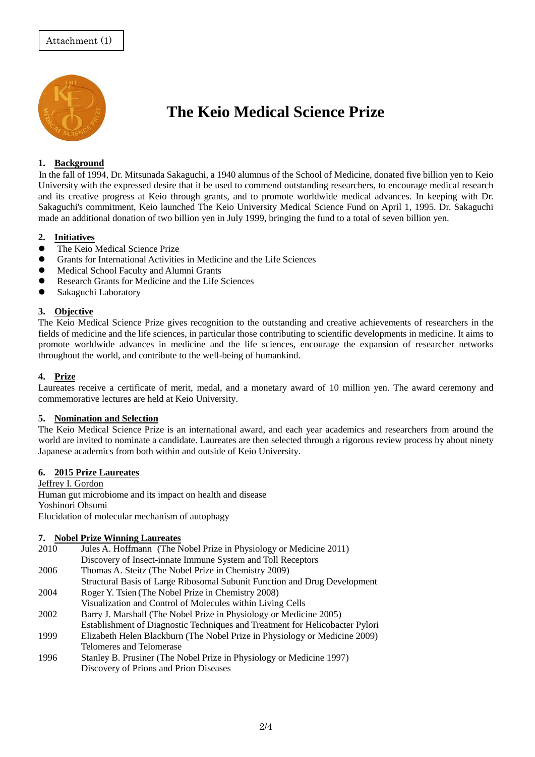Attachment (1)

# The Keio Medical Science Prize

## 1. Background

In the fall of 1994, Dr. Mitsunada Sakaguchi, a 1940 alumnus of the School of Medicine, donated five billion yen to Keio University with the expressed desire that it be used to commend outstanding researchers, to encourage medical research and its creative progress at Keio through grants, and to promote worldwide medical advances. In keeping with Dr. Sakaguchi's commitment, Keio launched The Keio University Medical Science Fund on April 1, 1995. Dr. Sakaguchi made an additional donation of two billion yen in July 1999, bringing the fund to a total of seven billion yen.

## 2. Initiatives

- The Keio Medical Science Prize
- Grants for International Activities in Medicine and the Life Sciences
- Medical School Faculty and Alumni Grants
- Research Grants for Medicine and the Life Sciences
- Sakaguchi Laboratory

## 3. Objective

The Keio Medical Science Prize gives recognition to the outstanding and creative achievements of researchers in the fields of medicine and the life sciences, in particular those contributing to scientific developments in medicine. It aims to promote worldwide advances in medicine and the life sciences, encourage the expansion of researcher networks throughout the world, and contribute to the well-being of humankind.

## 4. Prize

Laureates receive a certificate of merit, medal, and a monetary award of 10 million yen. The award ceremony and commemorative lectures are held at Keio University.

## 5. Nomination and Selection

The Keio Medical Science Prize is an international award, and each year academics and researchers from around the world are invited to nominate a candidate. Laureates are then selected through a rigorous review process by about ninety Japanese academics from both within and outside of Keio University.

## 6. 2015 Prize Laureates

Jeffrey I. Gordon
Human gut microbiome and its impact on health and disease

Yoshinori Ohsumi
Elucidation of molecular mechanism of autophagy

## 7. Nobel Prize Winning Laureates

| | |
|---|---|
| 2010 | Jules A. Hoffmann (The Nobel Prize in Physiology or Medicine 2011)<br>Discovery of Insect-innate Immune System and Toll Receptors |
| 2006 | Thomas A. Steitz (The Nobel Prize in Chemistry 2009)<br>Structural Basis of Large Ribosomal Subunit Function and Drug Development |
| 2004 | Roger Y. Tsien (The Nobel Prize in Chemistry 2008)<br>Visualization and Control of Molecules within Living Cells |
| 2002 | Barry J. Marshall (The Nobel Prize in Physiology or Medicine 2005)<br>Establishment of Diagnostic Techniques and Treatment for Helicobacter Pylori |
| 1999 | Elizabeth Helen Blackburn (The Nobel Prize in Physiology or Medicine 2009)<br>Telomeres and Telomerase |
| 1996 | Stanley B. Prusiner (The Nobel Prize in Physiology or Medicine 1997)<br>Discovery of Prions and Prion Diseases |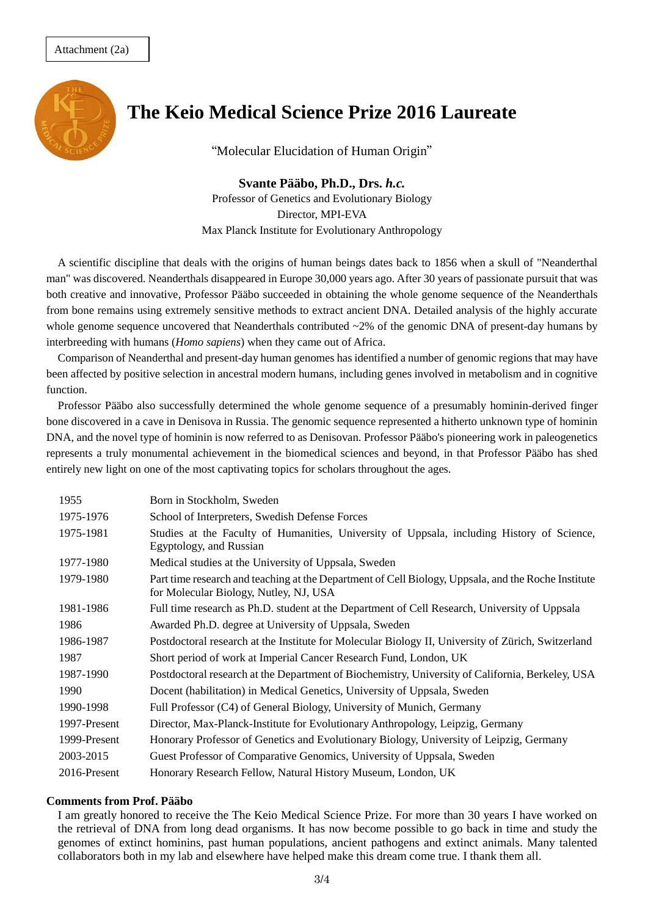Attachment (2a)

# The Keio Medical Science Prize 2016 Laureate

"Molecular Elucidation of Human Origin"

**Svante Pääbo, Ph.D., Drs. *h.c.***

Professor of Genetics and Evolutionary Biology

Director, MPI-EVA

Max Planck Institute for Evolutionary Anthropology

A scientific discipline that deals with the origins of human beings dates back to 1856 when a skull of "Neanderthal man" was discovered. Neanderthals disappeared in Europe 30,000 years ago. After 30 years of passionate pursuit that was both creative and innovative, Professor Pääbo succeeded in obtaining the whole genome sequence of the Neanderthals from bone remains using extremely sensitive methods to extract ancient DNA. Detailed analysis of the highly accurate whole genome sequence uncovered that Neanderthals contributed ~2% of the genomic DNA of present-day humans by interbreeding with humans (*Homo sapiens*) when they came out of Africa.

Comparison of Neanderthal and present-day human genomes has identified a number of genomic regions that may have been affected by positive selection in ancestral modern humans, including genes involved in metabolism and in cognitive function.

Professor Pääbo also successfully determined the whole genome sequence of a presumably hominin-derived finger bone discovered in a cave in Denisova in Russia. The genomic sequence represented a hitherto unknown type of hominin DNA, and the novel type of hominin is now referred to as Denisovan. Professor Pääbo's pioneering work in paleogenetics represents a truly monumental achievement in the biomedical sciences and beyond, in that Professor Pääbo has shed entirely new light on one of the most captivating topics for scholars throughout the ages.

| | |
|---|---|
| 1955 | Born in Stockholm, Sweden |
| 1975-1976 | School of Interpreters, Swedish Defense Forces |
| 1975-1981 | Studies at the Faculty of Humanities, University of Uppsala, including History of Science, Egyptology, and Russian |
| 1977-1980 | Medical studies at the University of Uppsala, Sweden |
| 1979-1980 | Part time research and teaching at the Department of Cell Biology, Uppsala, and the Roche Institute for Molecular Biology, Nutley, NJ, USA |
| 1981-1986 | Full time research as Ph.D. student at the Department of Cell Research, University of Uppsala |
| 1986 | Awarded Ph.D. degree at University of Uppsala, Sweden |
| 1986-1987 | Postdoctoral research at the Institute for Molecular Biology II, University of Zürich, Switzerland |
| 1987 | Short period of work at Imperial Cancer Research Fund, London, UK |
| 1987-1990 | Postdoctoral research at the Department of Biochemistry, University of California, Berkeley, USA |
| 1990 | Docent (habilitation) in Medical Genetics, University of Uppsala, Sweden |
| 1990-1998 | Full Professor (C4) of General Biology, University of Munich, Germany |
| 1997-Present | Director, Max-Planck-Institute for Evolutionary Anthropology, Leipzig, Germany |
| 1999-Present | Honorary Professor of Genetics and Evolutionary Biology, University of Leipzig, Germany |
| 2003-2015 | Guest Professor of Comparative Genomics, University of Uppsala, Sweden |
| 2016-Present | Honorary Research Fellow, Natural History Museum, London, UK |

**Comments from Prof. Pääbo**

I am greatly honored to receive the The Keio Medical Science Prize. For more than 30 years I have worked on the retrieval of DNA from long dead organisms. It has now become possible to go back in time and study the genomes of extinct hominins, past human populations, ancient pathogens and extinct animals. Many talented collaborators both in my lab and elsewhere have helped make this dream come true. I thank them all.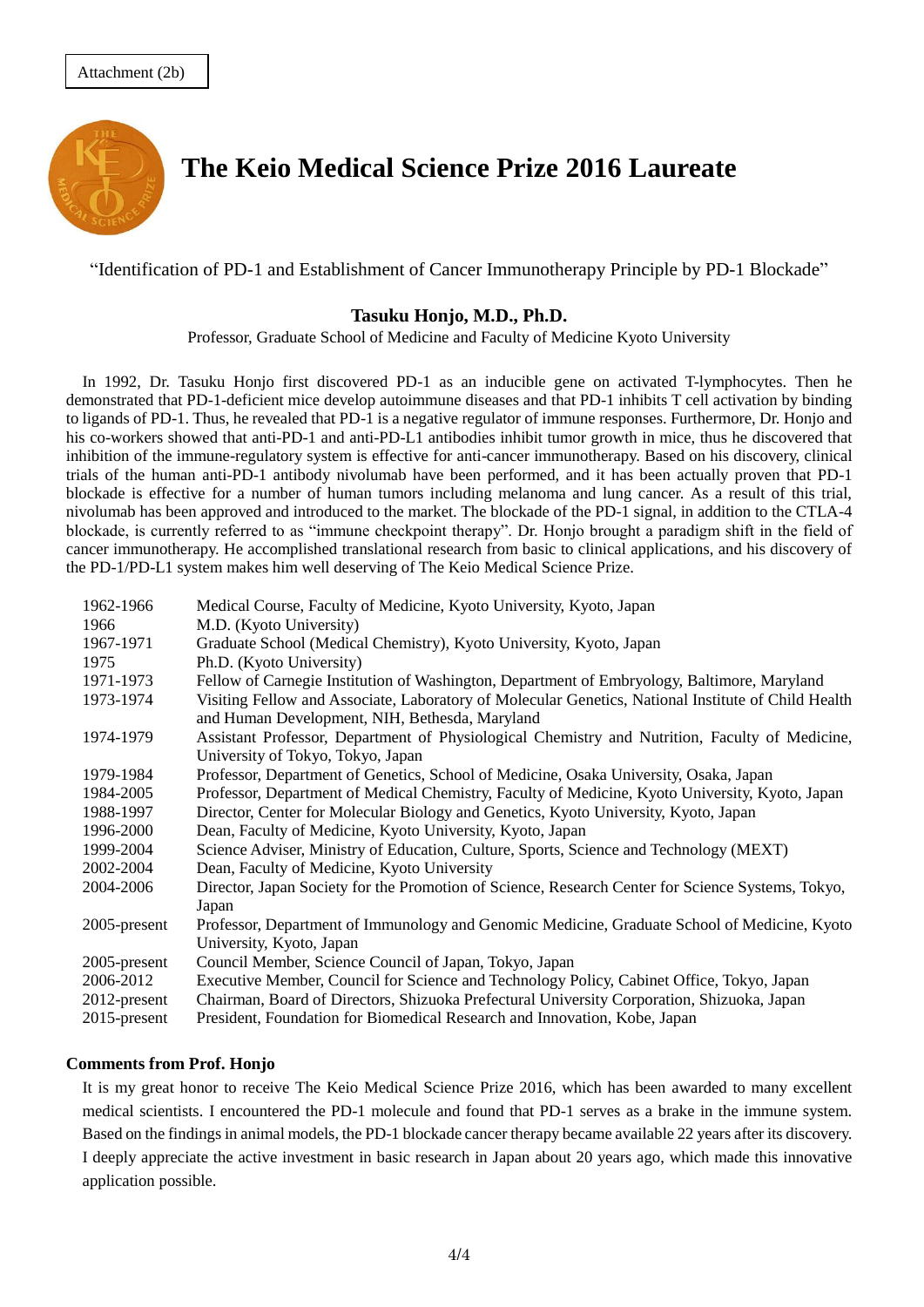Attachment (2b)

# The Keio Medical Science Prize 2016 Laureate

"Identification of PD-1 and Establishment of Cancer Immunotherapy Principle by PD-1 Blockade"

**Tasuku Honjo, M.D., Ph.D.**

Professor, Graduate School of Medicine and Faculty of Medicine Kyoto University

In 1992, Dr. Tasuku Honjo first discovered PD-1 as an inducible gene on activated T-lymphocytes. Then he demonstrated that PD-1-deficient mice develop autoimmune diseases and that PD-1 inhibits T cell activation by binding to ligands of PD-1. Thus, he revealed that PD-1 is a negative regulator of immune responses. Furthermore, Dr. Honjo and his co-workers showed that anti-PD-1 and anti-PD-L1 antibodies inhibit tumor growth in mice, thus he discovered that inhibition of the immune-regulatory system is effective for anti-cancer immunotherapy. Based on his discovery, clinical trials of the human anti-PD-1 antibody nivolumab have been performed, and it has been actually proven that PD-1 blockade is effective for a number of human tumors including melanoma and lung cancer. As a result of this trial, nivolumab has been approved and introduced to the market. The blockade of the PD-1 signal, in addition to the CTLA-4 blockade, is currently referred to as "immune checkpoint therapy". Dr. Honjo brought a paradigm shift in the field of cancer immunotherapy. He accomplished translational research from basic to clinical applications, and his discovery of the PD-1/PD-L1 system makes him well deserving of The Keio Medical Science Prize.

| | |
|---|---|
| 1962-1966 | Medical Course, Faculty of Medicine, Kyoto University, Kyoto, Japan |
| 1966 | M.D. (Kyoto University) |
| 1967-1971 | Graduate School (Medical Chemistry), Kyoto University, Kyoto, Japan |
| 1975 | Ph.D. (Kyoto University) |
| 1971-1973 | Fellow of Carnegie Institution of Washington, Department of Embryology, Baltimore, Maryland |
| 1973-1974 | Visiting Fellow and Associate, Laboratory of Molecular Genetics, National Institute of Child Health and Human Development, NIH, Bethesda, Maryland |
| 1974-1979 | Assistant Professor, Department of Physiological Chemistry and Nutrition, Faculty of Medicine, University of Tokyo, Tokyo, Japan |
| 1979-1984 | Professor, Department of Genetics, School of Medicine, Osaka University, Osaka, Japan |
| 1984-2005 | Professor, Department of Medical Chemistry, Faculty of Medicine, Kyoto University, Kyoto, Japan |
| 1988-1997 | Director, Center for Molecular Biology and Genetics, Kyoto University, Kyoto, Japan |
| 1996-2000 | Dean, Faculty of Medicine, Kyoto University, Kyoto, Japan |
| 1999-2004 | Science Adviser, Ministry of Education, Culture, Sports, Science and Technology (MEXT) |
| 2002-2004 | Dean, Faculty of Medicine, Kyoto University |
| 2004-2006 | Director, Japan Society for the Promotion of Science, Research Center for Science Systems, Tokyo, Japan |
| 2005-present | Professor, Department of Immunology and Genomic Medicine, Graduate School of Medicine, Kyoto University, Kyoto, Japan |
| 2005-present | Council Member, Science Council of Japan, Tokyo, Japan |
| 2006-2012 | Executive Member, Council for Science and Technology Policy, Cabinet Office, Tokyo, Japan |
| 2012-present | Chairman, Board of Directors, Shizuoka Prefectural University Corporation, Shizuoka, Japan |
| 2015-present | President, Foundation for Biomedical Research and Innovation, Kobe, Japan |

**Comments from Prof. Honjo**

It is my great honor to receive The Keio Medical Science Prize 2016, which has been awarded to many excellent medical scientists. I encountered the PD-1 molecule and found that PD-1 serves as a brake in the immune system. Based on the findings in animal models, the PD-1 blockade cancer therapy became available 22 years after its discovery. I deeply appreciate the active investment in basic research in Japan about 20 years ago, which made this innovative application possible.